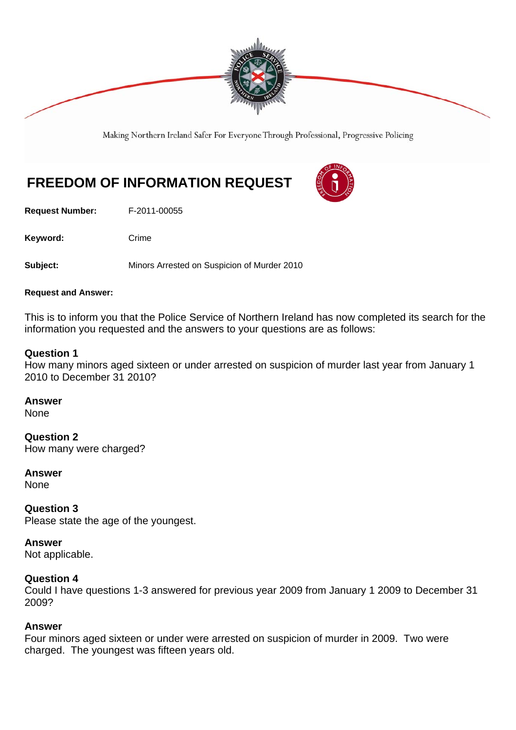Making Northern Ireland Safer For Everyone Through Professional, Progressive Policing

# FREEDOM OF INFORMATION REQUEST

**Request Number:** F-2011-00055

**Keyword:** Crime

**Subject:** Minors Arrested on Suspicion of Murder 2010

**Request and Answer:**

This is to inform you that the Police Service of Northern Ireland has now completed its search for the information you requested and the answers to your questions are as follows:

**Question 1**
How many minors aged sixteen or under arrested on suspicion of murder last year from January 1 2010 to December 31 2010?

**Answer**
None

**Question 2**
How many were charged?

**Answer**
None

**Question 3**
Please state the age of the youngest.

**Answer**
Not applicable.

**Question 4**
Could I have questions 1-3 answered for previous year 2009 from January 1 2009 to December 31 2009?

**Answer**
Four minors aged sixteen or under were arrested on suspicion of murder in 2009. Two were charged. The youngest was fifteen years old.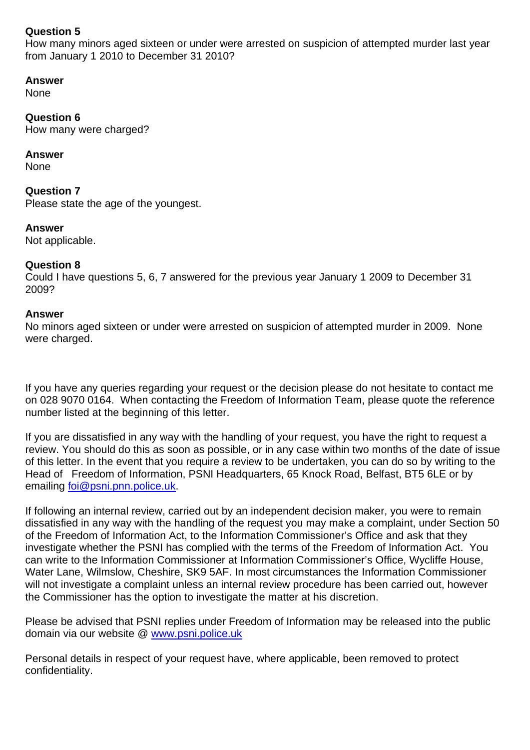**Question 5**
How many minors aged sixteen or under were arrested on suspicion of attempted murder last year from January 1 2010 to December 31 2010?

**Answer**
None

**Question 6**
How many were charged?

**Answer**
None

**Question 7**
Please state the age of the youngest.

**Answer**
Not applicable.

**Question 8**
Could I have questions 5, 6, 7 answered for the previous year January 1 2009 to December 31 2009?

**Answer**
No minors aged sixteen or under were arrested on suspicion of attempted murder in 2009. None were charged.

If you have any queries regarding your request or the decision please do not hesitate to contact me on 028 9070 0164. When contacting the Freedom of Information Team, please quote the reference number listed at the beginning of this letter.

If you are dissatisfied in any way with the handling of your request, you have the right to request a review. You should do this as soon as possible, or in any case within two months of the date of issue of this letter. In the event that you require a review to be undertaken, you can do so by writing to the Head of Freedom of Information, PSNI Headquarters, 65 Knock Road, Belfast, BT5 6LE or by emailing foi@psni.pnn.police.uk.

If following an internal review, carried out by an independent decision maker, you were to remain dissatisfied in any way with the handling of the request you may make a complaint, under Section 50 of the Freedom of Information Act, to the Information Commissioner's Office and ask that they investigate whether the PSNI has complied with the terms of the Freedom of Information Act. You can write to the Information Commissioner at Information Commissioner's Office, Wycliffe House, Water Lane, Wilmslow, Cheshire, SK9 5AF. In most circumstances the Information Commissioner will not investigate a complaint unless an internal review procedure has been carried out, however the Commissioner has the option to investigate the matter at his discretion.

Please be advised that PSNI replies under Freedom of Information may be released into the public domain via our website @ www.psni.police.uk

Personal details in respect of your request have, where applicable, been removed to protect confidentiality.